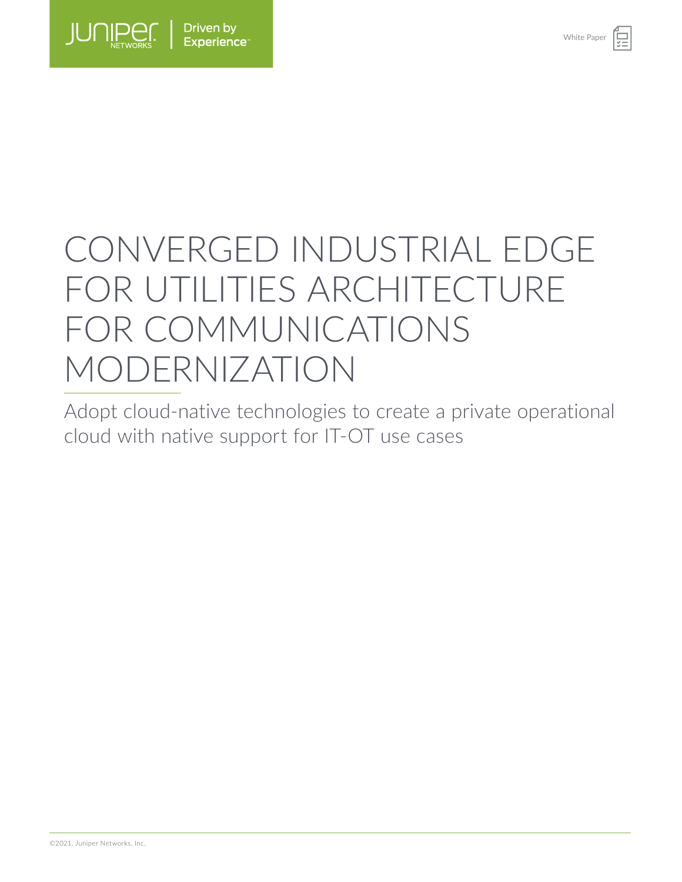Juniper Networks | Driven by Experience

White Paper

# CONVERGED INDUSTRIAL EDGE FOR UTILITIES ARCHITECTURE FOR COMMUNICATIONS MODERNIZATION

Adopt cloud-native technologies to create a private operational cloud with native support for IT-OT use cases

©2021, Juniper Networks, Inc.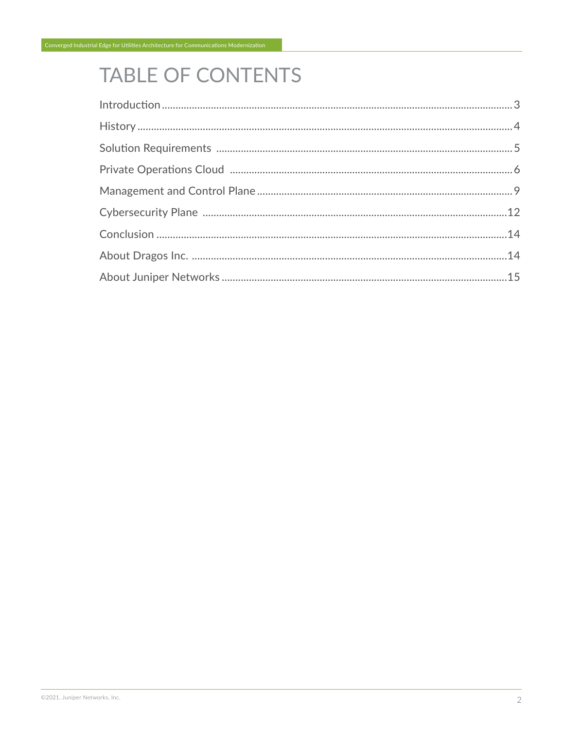# TABLE OF CONTENTS

Introduction ........................................................................ 3

History ........................................................................ 4

Solution Requirements ........................................................................ 5

Private Operations Cloud ........................................................................ 6

Management and Control Plane ........................................................................ 9

Cybersecurity Plane ........................................................................ 12

Conclusion ........................................................................ 14

About Dragos Inc. ........................................................................ 14

About Juniper Networks ........................................................................ 15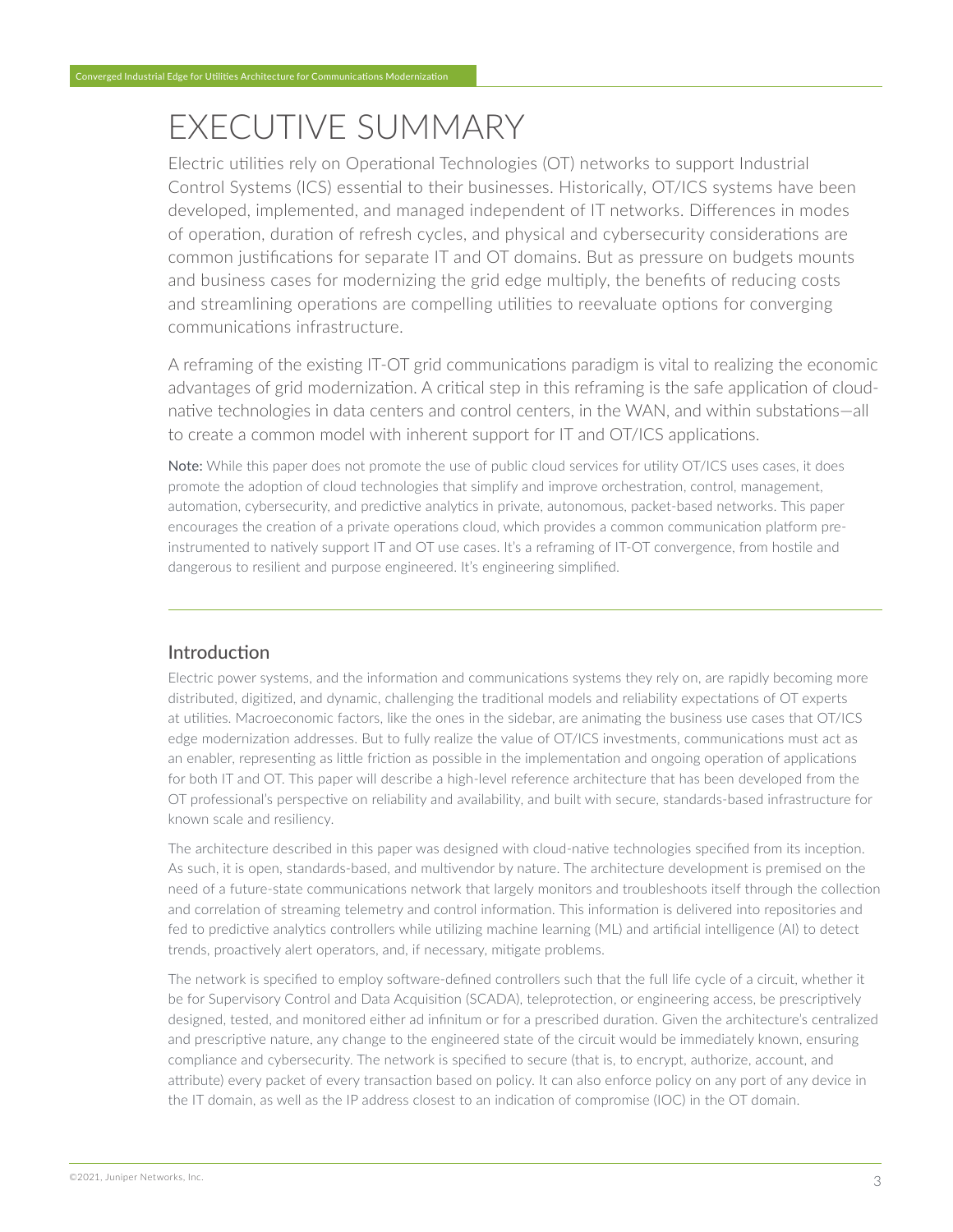# EXECUTIVE SUMMARY

Electric utilities rely on Operational Technologies (OT) networks to support Industrial Control Systems (ICS) essential to their businesses. Historically, OT/ICS systems have been developed, implemented, and managed independent of IT networks. Differences in modes of operation, duration of refresh cycles, and physical and cybersecurity considerations are common justifications for separate IT and OT domains. But as pressure on budgets mounts and business cases for modernizing the grid edge multiply, the benefits of reducing costs and streamlining operations are compelling utilities to reevaluate options for converging communications infrastructure.

A reframing of the existing IT-OT grid communications paradigm is vital to realizing the economic advantages of grid modernization. A critical step in this reframing is the safe application of cloud-native technologies in data centers and control centers, in the WAN, and within substations—all to create a common model with inherent support for IT and OT/ICS applications.

**Note:** While this paper does not promote the use of public cloud services for utility OT/ICS uses cases, it does promote the adoption of cloud technologies that simplify and improve orchestration, control, management, automation, cybersecurity, and predictive analytics in private, autonomous, packet-based networks. This paper encourages the creation of a private operations cloud, which provides a common communication platform pre-instrumented to natively support IT and OT use cases. It's a reframing of IT-OT convergence, from hostile and dangerous to resilient and purpose engineered. It's engineering simplified.

## Introduction

Electric power systems, and the information and communications systems they rely on, are rapidly becoming more distributed, digitized, and dynamic, challenging the traditional models and reliability expectations of OT experts at utilities. Macroeconomic factors, like the ones in the sidebar, are animating the business use cases that OT/ICS edge modernization addresses. But to fully realize the value of OT/ICS investments, communications must act as an enabler, representing as little friction as possible in the implementation and ongoing operation of applications for both IT and OT. This paper will describe a high-level reference architecture that has been developed from the OT professional's perspective on reliability and availability, and built with secure, standards-based infrastructure for known scale and resiliency.

The architecture described in this paper was designed with cloud-native technologies specified from its inception. As such, it is open, standards-based, and multivendor by nature. The architecture development is premised on the need of a future-state communications network that largely monitors and troubleshoots itself through the collection and correlation of streaming telemetry and control information. This information is delivered into repositories and fed to predictive analytics controllers while utilizing machine learning (ML) and artificial intelligence (AI) to detect trends, proactively alert operators, and, if necessary, mitigate problems.

The network is specified to employ software-defined controllers such that the full life cycle of a circuit, whether it be for Supervisory Control and Data Acquisition (SCADA), teleprotection, or engineering access, be prescriptively designed, tested, and monitored either ad infinitum or for a prescribed duration. Given the architecture's centralized and prescriptive nature, any change to the engineered state of the circuit would be immediately known, ensuring compliance and cybersecurity. The network is specified to secure (that is, to encrypt, authorize, account, and attribute) every packet of every transaction based on policy. It can also enforce policy on any port of any device in the IT domain, as well as the IP address closest to an indication of compromise (IOC) in the OT domain.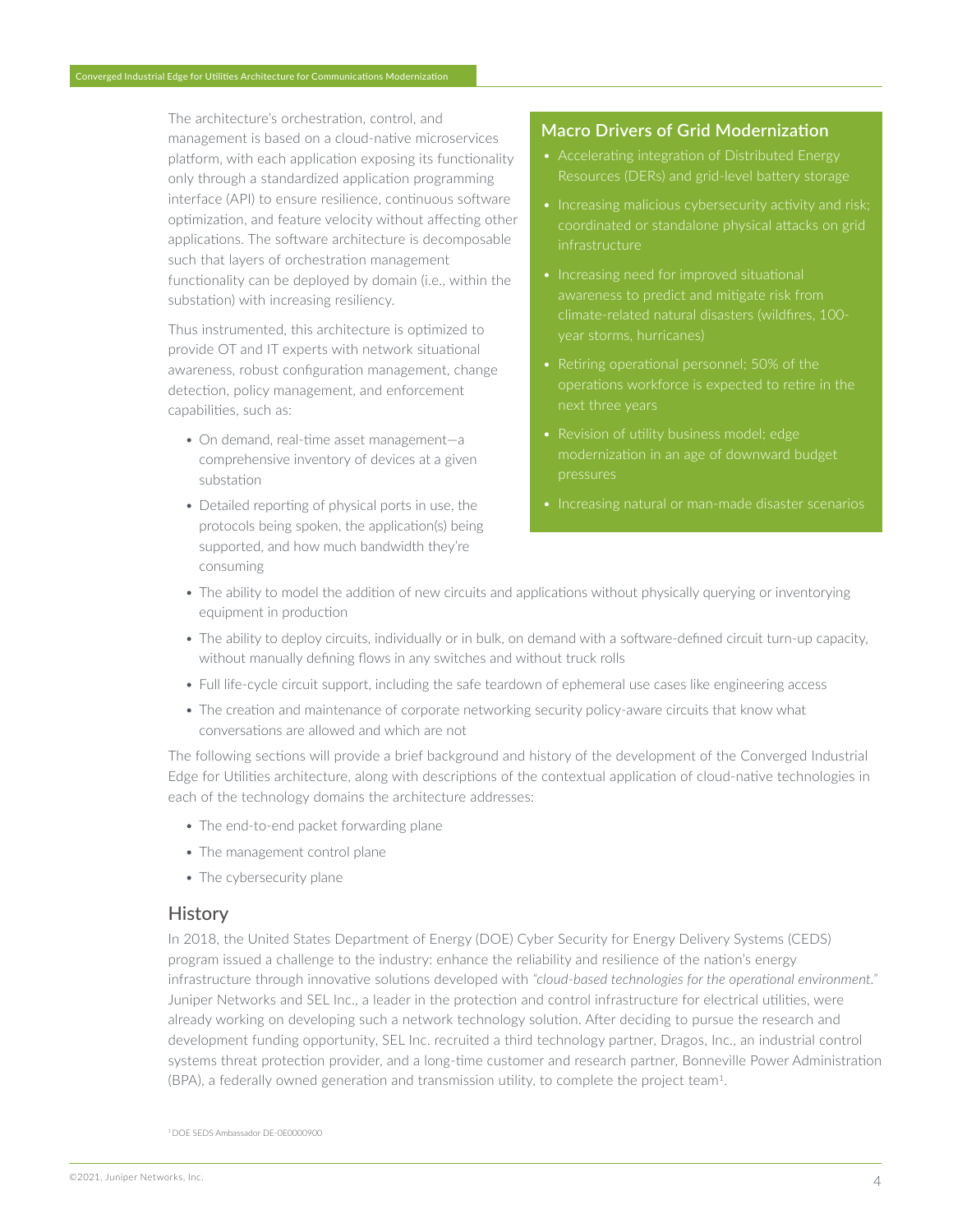The architecture's orchestration, control, and management is based on a cloud-native microservices platform, with each application exposing its functionality only through a standardized application programming interface (API) to ensure resilience, continuous software optimization, and feature velocity without affecting other applications. The software architecture is decomposable such that layers of orchestration management functionality can be deployed by domain (i.e., within the substation) with increasing resiliency.

Thus instrumented, this architecture is optimized to provide OT and IT experts with network situational awareness, robust configuration management, change detection, policy management, and enforcement capabilities, such as:

- On demand, real-time asset management—a comprehensive inventory of devices at a given substation
- Detailed reporting of physical ports in use, the protocols being spoken, the application(s) being supported, and how much bandwidth they're consuming
- The ability to model the addition of new circuits and applications without physically querying or inventorying equipment in production
- The ability to deploy circuits, individually or in bulk, on demand with a software-defined circuit turn-up capacity, without manually defining flows in any switches and without truck rolls
- Full life-cycle circuit support, including the safe teardown of ephemeral use cases like engineering access
- The creation and maintenance of corporate networking security policy-aware circuits that know what conversations are allowed and which are not

### Macro Drivers of Grid Modernization

- Accelerating integration of Distributed Energy Resources (DERs) and grid-level battery storage
- Increasing malicious cybersecurity activity and risk; coordinated or standalone physical attacks on grid infrastructure
- Increasing need for improved situational awareness to predict and mitigate risk from climate-related natural disasters (wildfires, 100-year storms, hurricanes)
- Retiring operational personnel; 50% of the operations workforce is expected to retire in the next three years
- Revision of utility business model; edge modernization in an age of downward budget pressures
- Increasing natural or man-made disaster scenarios

The following sections will provide a brief background and history of the development of the Converged Industrial Edge for Utilities architecture, along with descriptions of the contextual application of cloud-native technologies in each of the technology domains the architecture addresses:

- The end-to-end packet forwarding plane
- The management control plane
- The cybersecurity plane

## History

In 2018, the United States Department of Energy (DOE) Cyber Security for Energy Delivery Systems (CEDS) program issued a challenge to the industry: enhance the reliability and resilience of the nation's energy infrastructure through innovative solutions developed with *"cloud-based technologies for the operational environment."* Juniper Networks and SEL Inc., a leader in the protection and control infrastructure for electrical utilities, were already working on developing such a network technology solution. After deciding to pursue the research and development funding opportunity, SEL Inc. recruited a third technology partner, Dragos, Inc., an industrial control systems threat protection provider, and a long-time customer and research partner, Bonneville Power Administration (BPA), a federally owned generation and transmission utility, to complete the project team[1].

[1] DOE SEDS Ambassador DE-OE0000900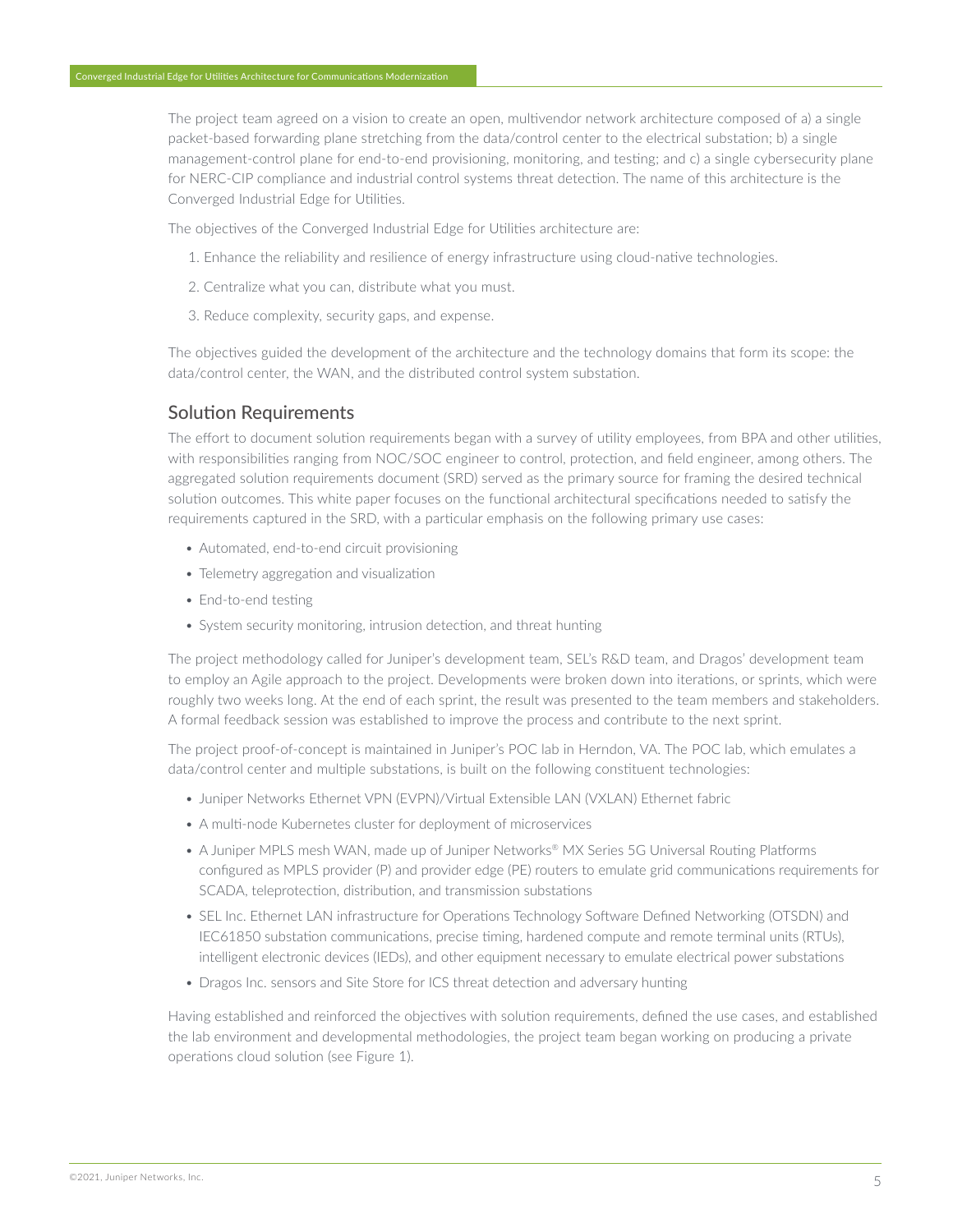The project team agreed on a vision to create an open, multivendor network architecture composed of a) a single packet-based forwarding plane stretching from the data/control center to the electrical substation; b) a single management-control plane for end-to-end provisioning, monitoring, and testing; and c) a single cybersecurity plane for NERC-CIP compliance and industrial control systems threat detection. The name of this architecture is the Converged Industrial Edge for Utilities.

The objectives of the Converged Industrial Edge for Utilities architecture are:

1. Enhance the reliability and resilience of energy infrastructure using cloud-native technologies.
2. Centralize what you can, distribute what you must.
3. Reduce complexity, security gaps, and expense.

The objectives guided the development of the architecture and the technology domains that form its scope: the data/control center, the WAN, and the distributed control system substation.

## Solution Requirements

The effort to document solution requirements began with a survey of utility employees, from BPA and other utilities, with responsibilities ranging from NOC/SOC engineer to control, protection, and field engineer, among others. The aggregated solution requirements document (SRD) served as the primary source for framing the desired technical solution outcomes. This white paper focuses on the functional architectural specifications needed to satisfy the requirements captured in the SRD, with a particular emphasis on the following primary use cases:

- Automated, end-to-end circuit provisioning
- Telemetry aggregation and visualization
- End-to-end testing
- System security monitoring, intrusion detection, and threat hunting

The project methodology called for Juniper's development team, SEL's R&D team, and Dragos' development team to employ an Agile approach to the project. Developments were broken down into iterations, or sprints, which were roughly two weeks long. At the end of each sprint, the result was presented to the team members and stakeholders. A formal feedback session was established to improve the process and contribute to the next sprint.

The project proof-of-concept is maintained in Juniper's POC lab in Herndon, VA. The POC lab, which emulates a data/control center and multiple substations, is built on the following constituent technologies:

- Juniper Networks Ethernet VPN (EVPN)/Virtual Extensible LAN (VXLAN) Ethernet fabric
- A multi-node Kubernetes cluster for deployment of microservices
- A Juniper MPLS mesh WAN, made up of Juniper Networks® MX Series 5G Universal Routing Platforms configured as MPLS provider (P) and provider edge (PE) routers to emulate grid communications requirements for SCADA, teleprotection, distribution, and transmission substations
- SEL Inc. Ethernet LAN infrastructure for Operations Technology Software Defined Networking (OTSDN) and IEC61850 substation communications, precise timing, hardened compute and remote terminal units (RTUs), intelligent electronic devices (IEDs), and other equipment necessary to emulate electrical power substations
- Dragos Inc. sensors and Site Store for ICS threat detection and adversary hunting

Having established and reinforced the objectives with solution requirements, defined the use cases, and established the lab environment and developmental methodologies, the project team began working on producing a private operations cloud solution (see Figure 1).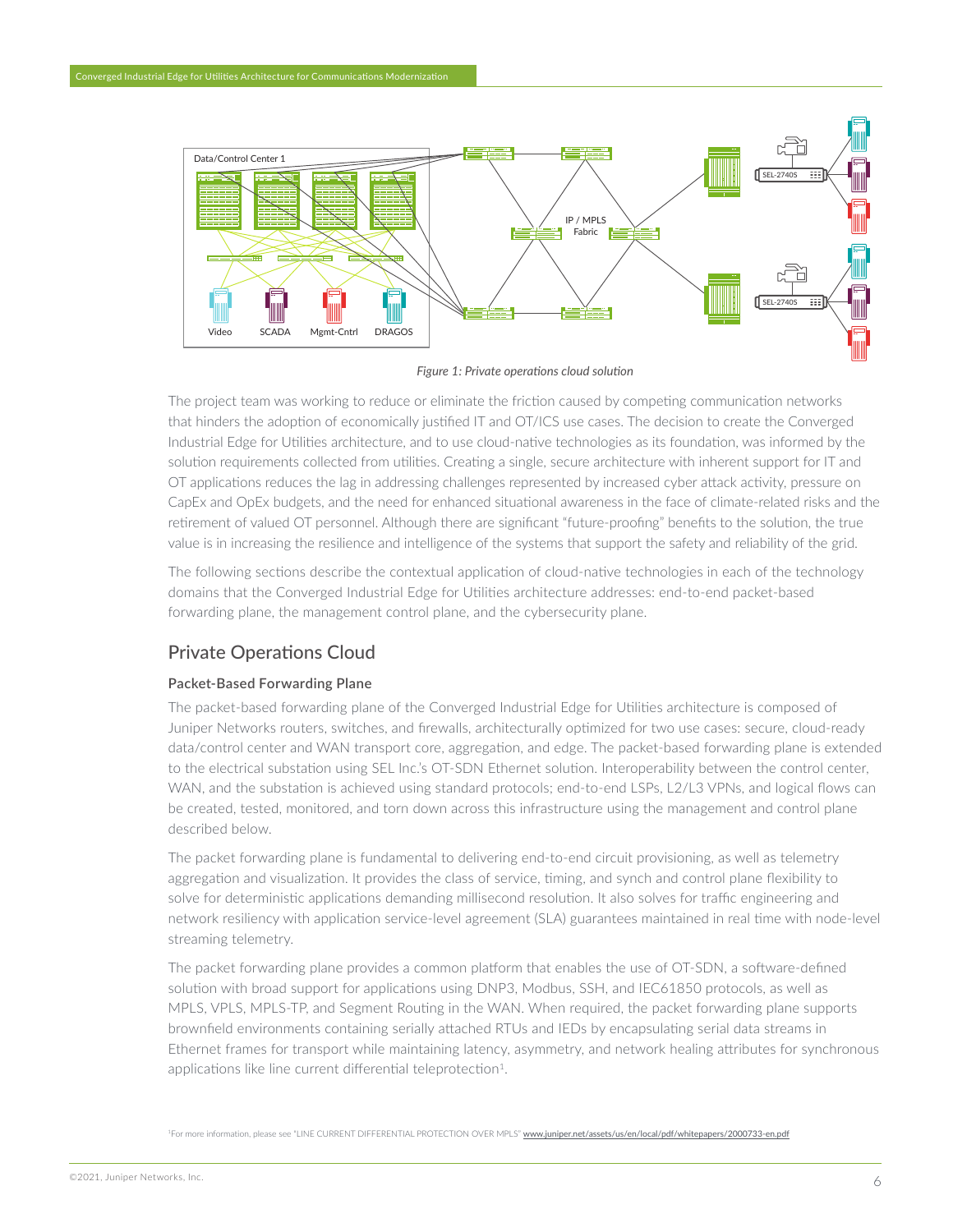*Figure 1: Private operations cloud solution*

The project team was working to reduce or eliminate the friction caused by competing communication networks that hinders the adoption of economically justified IT and OT/ICS use cases. The decision to create the Converged Industrial Edge for Utilities architecture, and to use cloud-native technologies as its foundation, was informed by the solution requirements collected from utilities. Creating a single, secure architecture with inherent support for IT and OT applications reduces the lag in addressing challenges represented by increased cyber attack activity, pressure on CapEx and OpEx budgets, and the need for enhanced situational awareness in the face of climate-related risks and the retirement of valued OT personnel. Although there are significant "future-proofing" benefits to the solution, the true value is in increasing the resilience and intelligence of the systems that support the safety and reliability of the grid.

The following sections describe the contextual application of cloud-native technologies in each of the technology domains that the Converged Industrial Edge for Utilities architecture addresses: end-to-end packet-based forwarding plane, the management control plane, and the cybersecurity plane.

## Private Operations Cloud

### Packet-Based Forwarding Plane

The packet-based forwarding plane of the Converged Industrial Edge for Utilities architecture is composed of Juniper Networks routers, switches, and firewalls, architecturally optimized for two use cases: secure, cloud-ready data/control center and WAN transport core, aggregation, and edge. The packet-based forwarding plane is extended to the electrical substation using SEL Inc.'s OT-SDN Ethernet solution. Interoperability between the control center, WAN, and the substation is achieved using standard protocols; end-to-end LSPs, L2/L3 VPNs, and logical flows can be created, tested, monitored, and torn down across this infrastructure using the management and control plane described below.

The packet forwarding plane is fundamental to delivering end-to-end circuit provisioning, as well as telemetry aggregation and visualization. It provides the class of service, timing, and synch and control plane flexibility to solve for deterministic applications demanding millisecond resolution. It also solves for traffic engineering and network resiliency with application service-level agreement (SLA) guarantees maintained in real time with node-level streaming telemetry.

The packet forwarding plane provides a common platform that enables the use of OT-SDN, a software-defined solution with broad support for applications using DNP3, Modbus, SSH, and IEC61850 protocols, as well as MPLS, VPLS, MPLS-TP, and Segment Routing in the WAN. When required, the packet forwarding plane supports brownfield environments containing serially attached RTUs and IEDs by encapsulating serial data streams in Ethernet frames for transport while maintaining latency, asymmetry, and network healing attributes for synchronous applications like line current differential teleprotection[1].

[1]For more information, please see "LINE CURRENT DIFFERENTIAL PROTECTION OVER MPLS" www.juniper.net/assets/us/en/local/pdf/whitepapers/2000733-en.pdf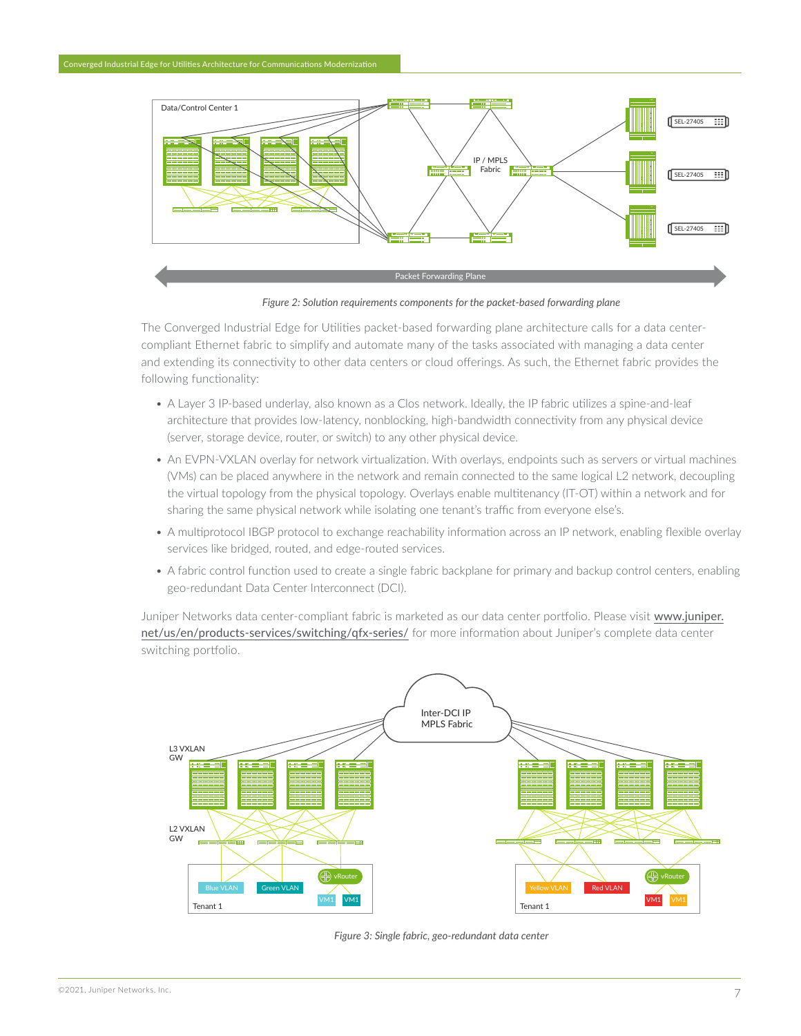*Figure 2: Solution requirements components for the packet-based forwarding plane*

The Converged Industrial Edge for Utilities packet-based forwarding plane architecture calls for a data center-compliant Ethernet fabric to simplify and automate many of the tasks associated with managing a data center and extending its connectivity to other data centers or cloud offerings. As such, the Ethernet fabric provides the following functionality:

- A Layer 3 IP-based underlay, also known as a Clos network. Ideally, the IP fabric utilizes a spine-and-leaf architecture that provides low-latency, nonblocking, high-bandwidth connectivity from any physical device (server, storage device, router, or switch) to any other physical device.
- An EVPN-VXLAN overlay for network virtualization. With overlays, endpoints such as servers or virtual machines (VMs) can be placed anywhere in the network and remain connected to the same logical L2 network, decoupling the virtual topology from the physical topology. Overlays enable multitenancy (IT-OT) within a network and for sharing the same physical network while isolating one tenant's traffic from everyone else's.
- A multiprotocol IBGP protocol to exchange reachability information across an IP network, enabling flexible overlay services like bridged, routed, and edge-routed services.
- A fabric control function used to create a single fabric backplane for primary and backup control centers, enabling geo-redundant Data Center Interconnect (DCI).

Juniper Networks data center-compliant fabric is marketed as our data center portfolio. Please visit www.juniper.net/us/en/products-services/switching/qfx-series/ for more information about Juniper's complete data center switching portfolio.

*Figure 3: Single fabric, geo-redundant data center*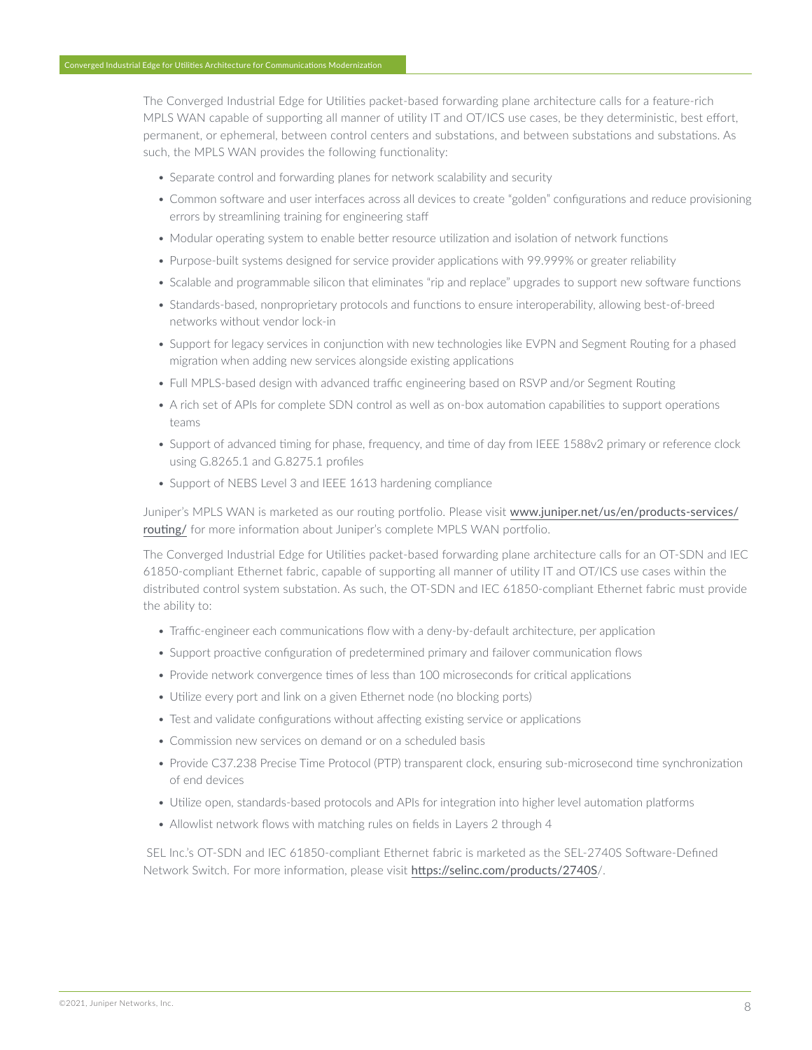The Converged Industrial Edge for Utilities packet-based forwarding plane architecture calls for a feature-rich MPLS WAN capable of supporting all manner of utility IT and OT/ICS use cases, be they deterministic, best effort, permanent, or ephemeral, between control centers and substations, and between substations and substations. As such, the MPLS WAN provides the following functionality:

- Separate control and forwarding planes for network scalability and security
- Common software and user interfaces across all devices to create "golden" configurations and reduce provisioning errors by streamlining training for engineering staff
- Modular operating system to enable better resource utilization and isolation of network functions
- Purpose-built systems designed for service provider applications with 99.999% or greater reliability
- Scalable and programmable silicon that eliminates "rip and replace" upgrades to support new software functions
- Standards-based, nonproprietary protocols and functions to ensure interoperability, allowing best-of-breed networks without vendor lock-in
- Support for legacy services in conjunction with new technologies like EVPN and Segment Routing for a phased migration when adding new services alongside existing applications
- Full MPLS-based design with advanced traffic engineering based on RSVP and/or Segment Routing
- A rich set of APIs for complete SDN control as well as on-box automation capabilities to support operations teams
- Support of advanced timing for phase, frequency, and time of day from IEEE 1588v2 primary or reference clock using G.8265.1 and G.8275.1 profiles
- Support of NEBS Level 3 and IEEE 1613 hardening compliance

Juniper's MPLS WAN is marketed as our routing portfolio. Please visit [www.juniper.net/us/en/products-services/routing/](www.juniper.net/us/en/products-services/routing/) for more information about Juniper's complete MPLS WAN portfolio.

The Converged Industrial Edge for Utilities packet-based forwarding plane architecture calls for an OT-SDN and IEC 61850-compliant Ethernet fabric, capable of supporting all manner of utility IT and OT/ICS use cases within the distributed control system substation. As such, the OT-SDN and IEC 61850-compliant Ethernet fabric must provide the ability to:

- Traffic-engineer each communications flow with a deny-by-default architecture, per application
- Support proactive configuration of predetermined primary and failover communication flows
- Provide network convergence times of less than 100 microseconds for critical applications
- Utilize every port and link on a given Ethernet node (no blocking ports)
- Test and validate configurations without affecting existing service or applications
- Commission new services on demand or on a scheduled basis
- Provide C37.238 Precise Time Protocol (PTP) transparent clock, ensuring sub-microsecond time synchronization of end devices
- Utilize open, standards-based protocols and APIs for integration into higher level automation platforms
- Allowlist network flows with matching rules on fields in Layers 2 through 4

SEL Inc.'s OT-SDN and IEC 61850-compliant Ethernet fabric is marketed as the SEL-2740S Software-Defined Network Switch. For more information, please visit [https://selinc.com/products/2740S](https://selinc.com/products/2740S)/.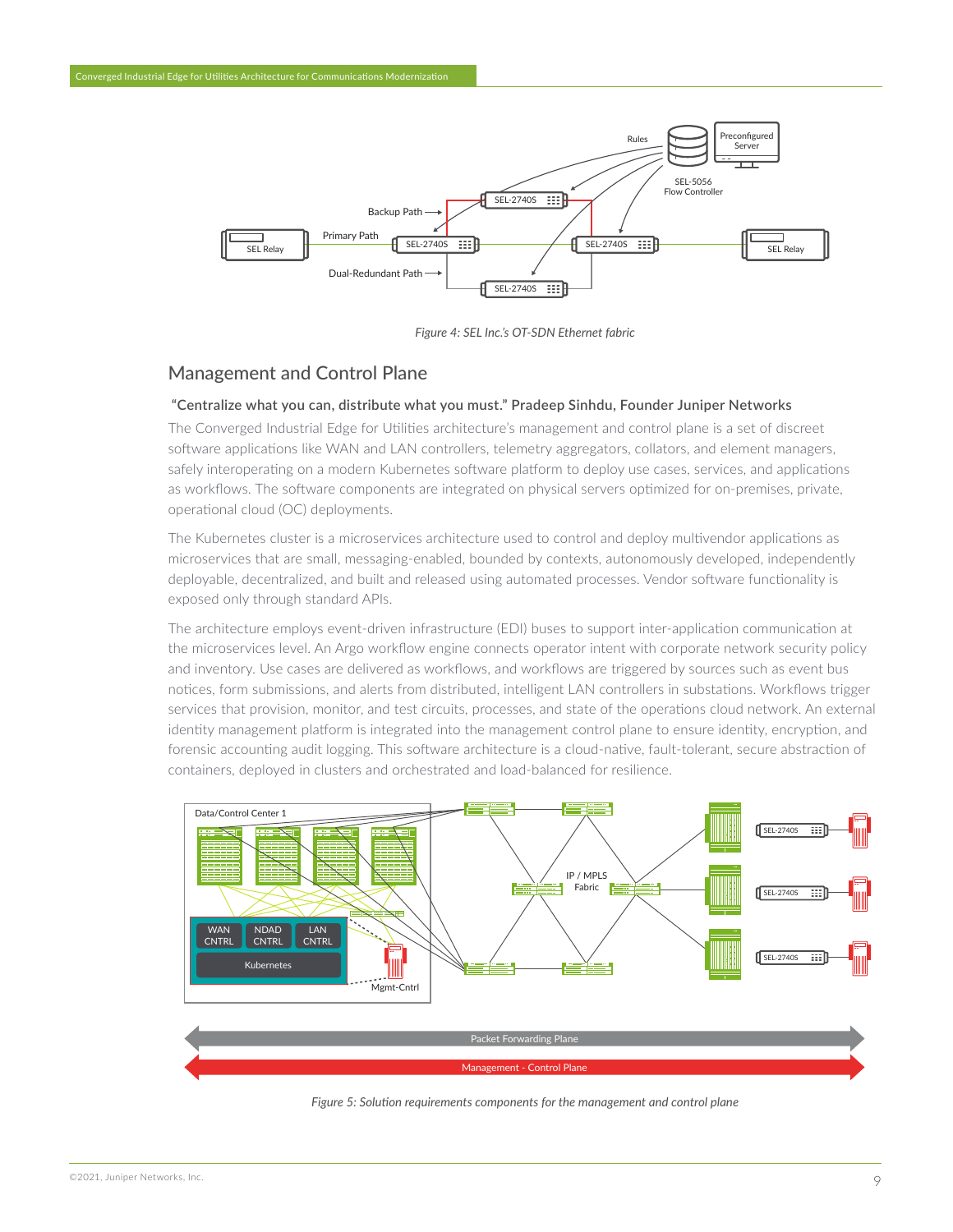Figure 4: SEL Inc.'s OT-SDN Ethernet fabric

## Management and Control Plane

**"Centralize what you can, distribute what you must." Pradeep Sinhdu, Founder Juniper Networks**

The Converged Industrial Edge for Utilities architecture's management and control plane is a set of discreet software applications like WAN and LAN controllers, telemetry aggregators, collators, and element managers, safely interoperating on a modern Kubernetes software platform to deploy use cases, services, and applications as workflows. The software components are integrated on physical servers optimized for on-premises, private, operational cloud (OC) deployments.

The Kubernetes cluster is a microservices architecture used to control and deploy multivendor applications as microservices that are small, messaging-enabled, bounded by contexts, autonomously developed, independently deployable, decentralized, and built and released using automated processes. Vendor software functionality is exposed only through standard APIs.

The architecture employs event-driven infrastructure (EDI) buses to support inter-application communication at the microservices level. An Argo workflow engine connects operator intent with corporate network security policy and inventory. Use cases are delivered as workflows, and workflows are triggered by sources such as event bus notices, form submissions, and alerts from distributed, intelligent LAN controllers in substations. Workflows trigger services that provision, monitor, and test circuits, processes, and state of the operations cloud network. An external identity management platform is integrated into the management control plane to ensure identity, encryption, and forensic accounting audit logging. This software architecture is a cloud-native, fault-tolerant, secure abstraction of containers, deployed in clusters and orchestrated and load-balanced for resilience.

Figure 5: Solution requirements components for the management and control plane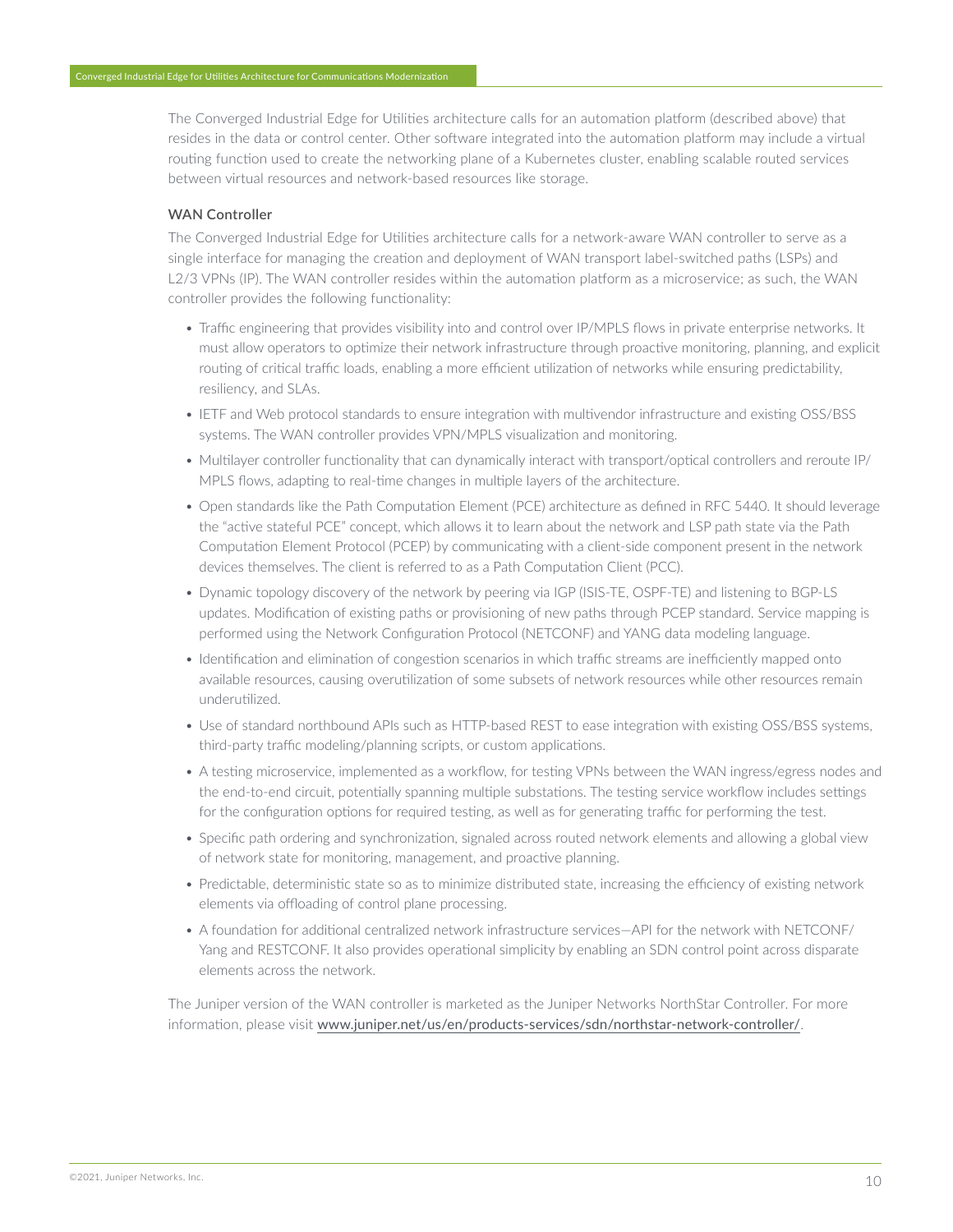The Converged Industrial Edge for Utilities architecture calls for an automation platform (described above) that resides in the data or control center. Other software integrated into the automation platform may include a virtual routing function used to create the networking plane of a Kubernetes cluster, enabling scalable routed services between virtual resources and network-based resources like storage.

#### WAN Controller

The Converged Industrial Edge for Utilities architecture calls for a network-aware WAN controller to serve as a single interface for managing the creation and deployment of WAN transport label-switched paths (LSPs) and L2/3 VPNs (IP). The WAN controller resides within the automation platform as a microservice; as such, the WAN controller provides the following functionality:

- Traffic engineering that provides visibility into and control over IP/MPLS flows in private enterprise networks. It must allow operators to optimize their network infrastructure through proactive monitoring, planning, and explicit routing of critical traffic loads, enabling a more efficient utilization of networks while ensuring predictability, resiliency, and SLAs.
- IETF and Web protocol standards to ensure integration with multivendor infrastructure and existing OSS/BSS systems. The WAN controller provides VPN/MPLS visualization and monitoring.
- Multilayer controller functionality that can dynamically interact with transport/optical controllers and reroute IP/MPLS flows, adapting to real-time changes in multiple layers of the architecture.
- Open standards like the Path Computation Element (PCE) architecture as defined in RFC 5440. It should leverage the "active stateful PCE" concept, which allows it to learn about the network and LSP path state via the Path Computation Element Protocol (PCEP) by communicating with a client-side component present in the network devices themselves. The client is referred to as a Path Computation Client (PCC).
- Dynamic topology discovery of the network by peering via IGP (ISIS-TE, OSPF-TE) and listening to BGP-LS updates. Modification of existing paths or provisioning of new paths through PCEP standard. Service mapping is performed using the Network Configuration Protocol (NETCONF) and YANG data modeling language.
- Identification and elimination of congestion scenarios in which traffic streams are inefficiently mapped onto available resources, causing overutilization of some subsets of network resources while other resources remain underutilized.
- Use of standard northbound APIs such as HTTP-based REST to ease integration with existing OSS/BSS systems, third-party traffic modeling/planning scripts, or custom applications.
- A testing microservice, implemented as a workflow, for testing VPNs between the WAN ingress/egress nodes and the end-to-end circuit, potentially spanning multiple substations. The testing service workflow includes settings for the configuration options for required testing, as well as for generating traffic for performing the test.
- Specific path ordering and synchronization, signaled across routed network elements and allowing a global view of network state for monitoring, management, and proactive planning.
- Predictable, deterministic state so as to minimize distributed state, increasing the efficiency of existing network elements via offloading of control plane processing.
- A foundation for additional centralized network infrastructure services—API for the network with NETCONF/Yang and RESTCONF. It also provides operational simplicity by enabling an SDN control point across disparate elements across the network.

The Juniper version of the WAN controller is marketed as the Juniper Networks NorthStar Controller. For more information, please visit www.juniper.net/us/en/products-services/sdn/northstar-network-controller/.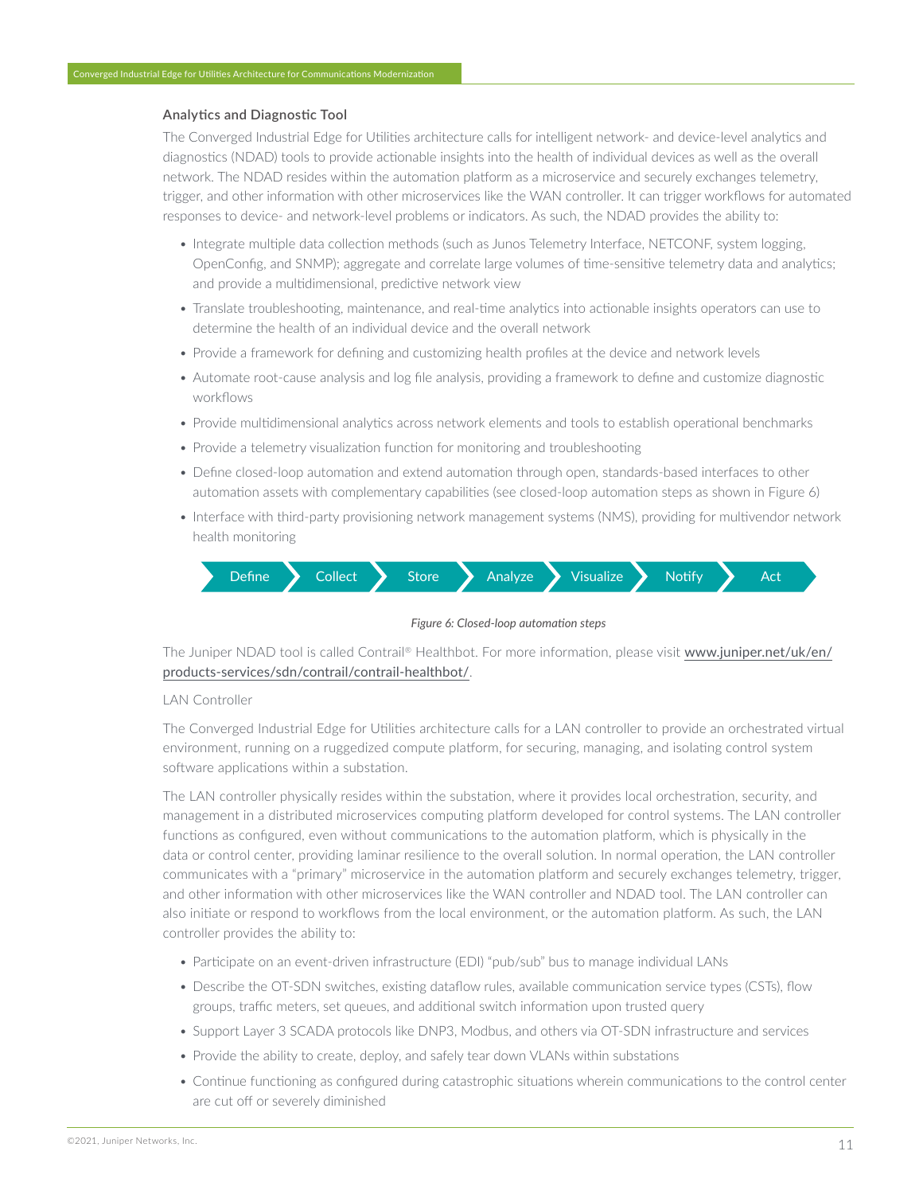### Analytics and Diagnostic Tool

The Converged Industrial Edge for Utilities architecture calls for intelligent network- and device-level analytics and diagnostics (NDAD) tools to provide actionable insights into the health of individual devices as well as the overall network. The NDAD resides within the automation platform as a microservice and securely exchanges telemetry, trigger, and other information with other microservices like the WAN controller. It can trigger workflows for automated responses to device- and network-level problems or indicators. As such, the NDAD provides the ability to:

- Integrate multiple data collection methods (such as Junos Telemetry Interface, NETCONF, system logging, OpenConfig, and SNMP); aggregate and correlate large volumes of time-sensitive telemetry data and analytics; and provide a multidimensional, predictive network view
- Translate troubleshooting, maintenance, and real-time analytics into actionable insights operators can use to determine the health of an individual device and the overall network
- Provide a framework for defining and customizing health profiles at the device and network levels
- Automate root-cause analysis and log file analysis, providing a framework to define and customize diagnostic workflows
- Provide multidimensional analytics across network elements and tools to establish operational benchmarks
- Provide a telemetry visualization function for monitoring and troubleshooting
- Define closed-loop automation and extend automation through open, standards-based interfaces to other automation assets with complementary capabilities (see closed-loop automation steps as shown in Figure 6)
- Interface with third-party provisioning network management systems (NMS), providing for multivendor network health monitoring

Define → Collect → Store → Analyze → Visualize → Notify → Act

*Figure 6: Closed-loop automation steps*

The Juniper NDAD tool is called Contrail® Healthbot. For more information, please visit www.juniper.net/uk/en/products-services/sdn/contrail/contrail-healthbot/.

LAN Controller

The Converged Industrial Edge for Utilities architecture calls for a LAN controller to provide an orchestrated virtual environment, running on a ruggedized compute platform, for securing, managing, and isolating control system software applications within a substation.

The LAN controller physically resides within the substation, where it provides local orchestration, security, and management in a distributed microservices computing platform developed for control systems. The LAN controller functions as configured, even without communications to the automation platform, which is physically in the data or control center, providing laminar resilience to the overall solution. In normal operation, the LAN controller communicates with a "primary" microservice in the automation platform and securely exchanges telemetry, trigger, and other information with other microservices like the WAN controller and NDAD tool. The LAN controller can also initiate or respond to workflows from the local environment, or the automation platform. As such, the LAN controller provides the ability to:

- Participate on an event-driven infrastructure (EDI) "pub/sub" bus to manage individual LANs
- Describe the OT-SDN switches, existing dataflow rules, available communication service types (CSTs), flow groups, traffic meters, set queues, and additional switch information upon trusted query
- Support Layer 3 SCADA protocols like DNP3, Modbus, and others via OT-SDN infrastructure and services
- Provide the ability to create, deploy, and safely tear down VLANs within substations
- Continue functioning as configured during catastrophic situations wherein communications to the control center are cut off or severely diminished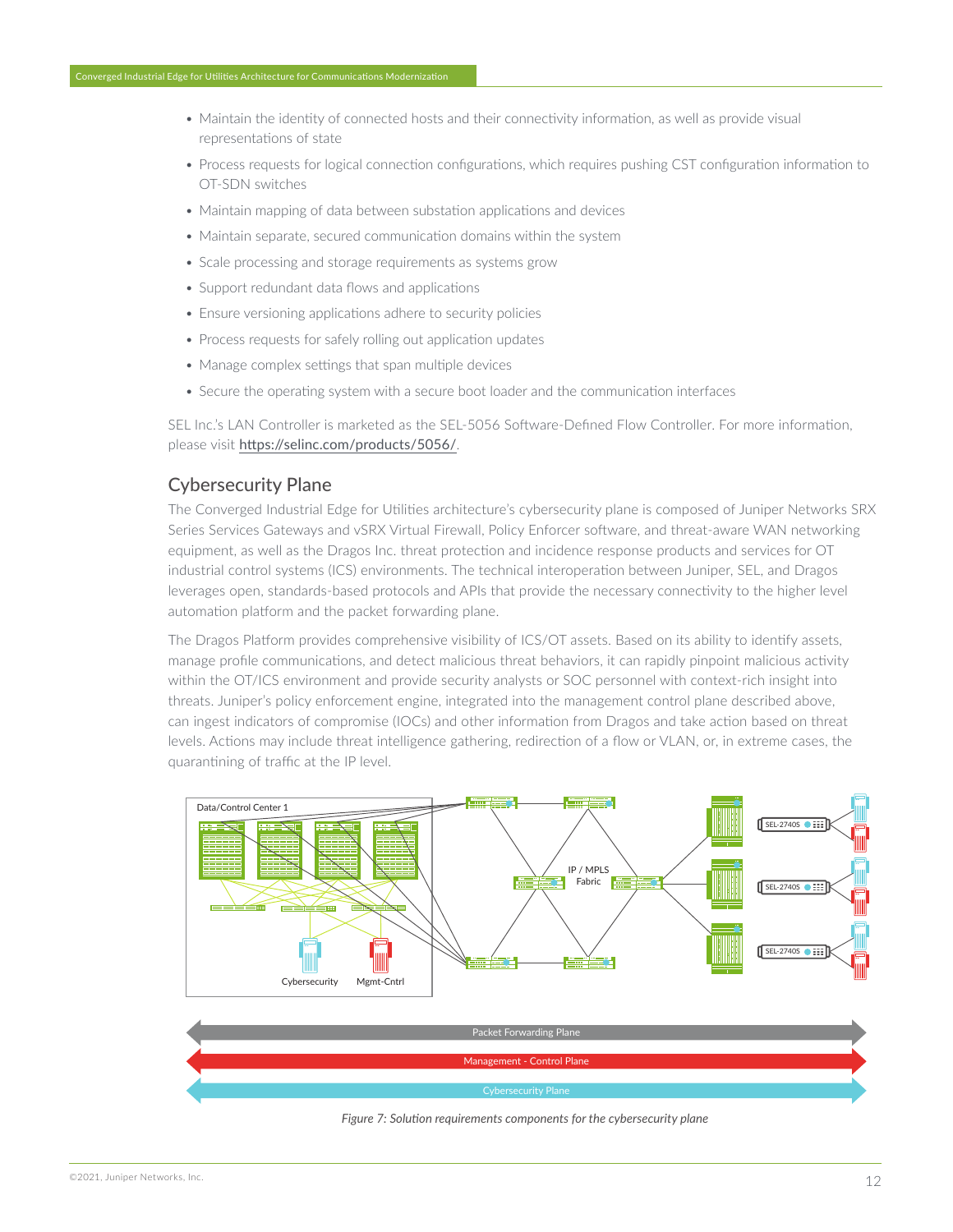- Maintain the identity of connected hosts and their connectivity information, as well as provide visual representations of state
- Process requests for logical connection configurations, which requires pushing CST configuration information to OT-SDN switches
- Maintain mapping of data between substation applications and devices
- Maintain separate, secured communication domains within the system
- Scale processing and storage requirements as systems grow
- Support redundant data flows and applications
- Ensure versioning applications adhere to security policies
- Process requests for safely rolling out application updates
- Manage complex settings that span multiple devices
- Secure the operating system with a secure boot loader and the communication interfaces

SEL Inc.'s LAN Controller is marketed as the SEL-5056 Software-Defined Flow Controller. For more information, please visit https://selinc.com/products/5056/.

## Cybersecurity Plane

The Converged Industrial Edge for Utilities architecture's cybersecurity plane is composed of Juniper Networks SRX Series Services Gateways and vSRX Virtual Firewall, Policy Enforcer software, and threat-aware WAN networking equipment, as well as the Dragos Inc. threat protection and incidence response products and services for OT industrial control systems (ICS) environments. The technical interoperation between Juniper, SEL, and Dragos leverages open, standards-based protocols and APIs that provide the necessary connectivity to the higher level automation platform and the packet forwarding plane.

The Dragos Platform provides comprehensive visibility of ICS/OT assets. Based on its ability to identify assets, manage profile communications, and detect malicious threat behaviors, it can rapidly pinpoint malicious activity within the OT/ICS environment and provide security analysts or SOC personnel with context-rich insight into threats. Juniper's policy enforcement engine, integrated into the management control plane described above, can ingest indicators of compromise (IOCs) and other information from Dragos and take action based on threat levels. Actions may include threat intelligence gathering, redirection of a flow or VLAN, or, in extreme cases, the quarantining of traffic at the IP level.

*Figure 7: Solution requirements components for the cybersecurity plane*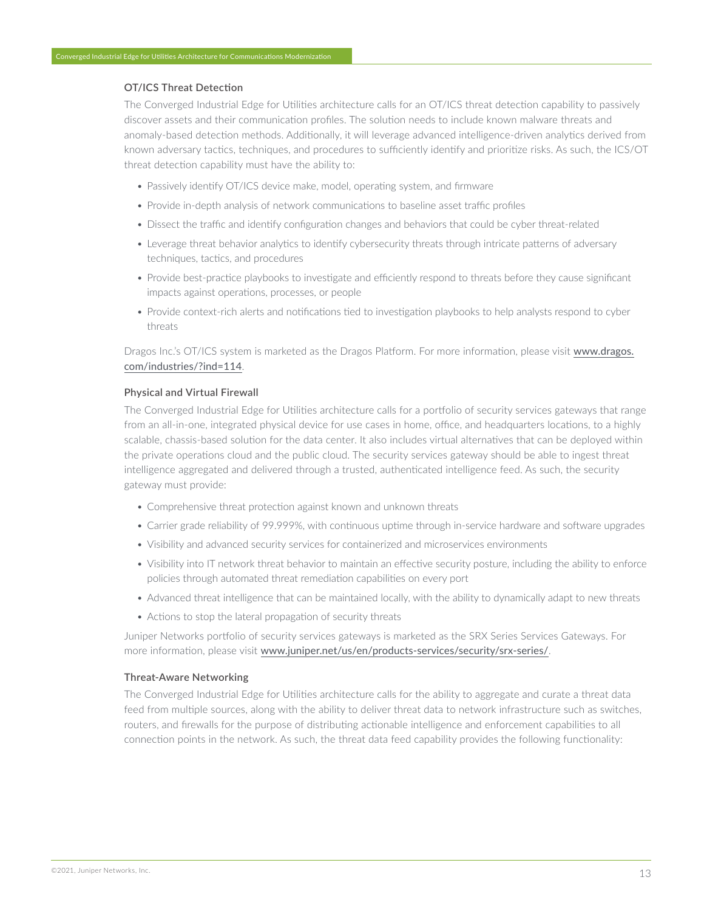### OT/ICS Threat Detection

The Converged Industrial Edge for Utilities architecture calls for an OT/ICS threat detection capability to passively discover assets and their communication profiles. The solution needs to include known malware threats and anomaly-based detection methods. Additionally, it will leverage advanced intelligence-driven analytics derived from known adversary tactics, techniques, and procedures to sufficiently identify and prioritize risks. As such, the ICS/OT threat detection capability must have the ability to:

- Passively identify OT/ICS device make, model, operating system, and firmware
- Provide in-depth analysis of network communications to baseline asset traffic profiles
- Dissect the traffic and identify configuration changes and behaviors that could be cyber threat-related
- Leverage threat behavior analytics to identify cybersecurity threats through intricate patterns of adversary techniques, tactics, and procedures
- Provide best-practice playbooks to investigate and efficiently respond to threats before they cause significant impacts against operations, processes, or people
- Provide context-rich alerts and notifications tied to investigation playbooks to help analysts respond to cyber threats

Dragos Inc.'s OT/ICS system is marketed as the Dragos Platform. For more information, please visit www.dragos.com/industries/?ind=114.

### Physical and Virtual Firewall

The Converged Industrial Edge for Utilities architecture calls for a portfolio of security services gateways that range from an all-in-one, integrated physical device for use cases in home, office, and headquarters locations, to a highly scalable, chassis-based solution for the data center. It also includes virtual alternatives that can be deployed within the private operations cloud and the public cloud. The security services gateway should be able to ingest threat intelligence aggregated and delivered through a trusted, authenticated intelligence feed. As such, the security gateway must provide:

- Comprehensive threat protection against known and unknown threats
- Carrier grade reliability of 99.999%, with continuous uptime through in-service hardware and software upgrades
- Visibility and advanced security services for containerized and microservices environments
- Visibility into IT network threat behavior to maintain an effective security posture, including the ability to enforce policies through automated threat remediation capabilities on every port
- Advanced threat intelligence that can be maintained locally, with the ability to dynamically adapt to new threats
- Actions to stop the lateral propagation of security threats

Juniper Networks portfolio of security services gateways is marketed as the SRX Series Services Gateways. For more information, please visit www.juniper.net/us/en/products-services/security/srx-series/.

### Threat-Aware Networking

The Converged Industrial Edge for Utilities architecture calls for the ability to aggregate and curate a threat data feed from multiple sources, along with the ability to deliver threat data to network infrastructure such as switches, routers, and firewalls for the purpose of distributing actionable intelligence and enforcement capabilities to all connection points in the network. As such, the threat data feed capability provides the following functionality: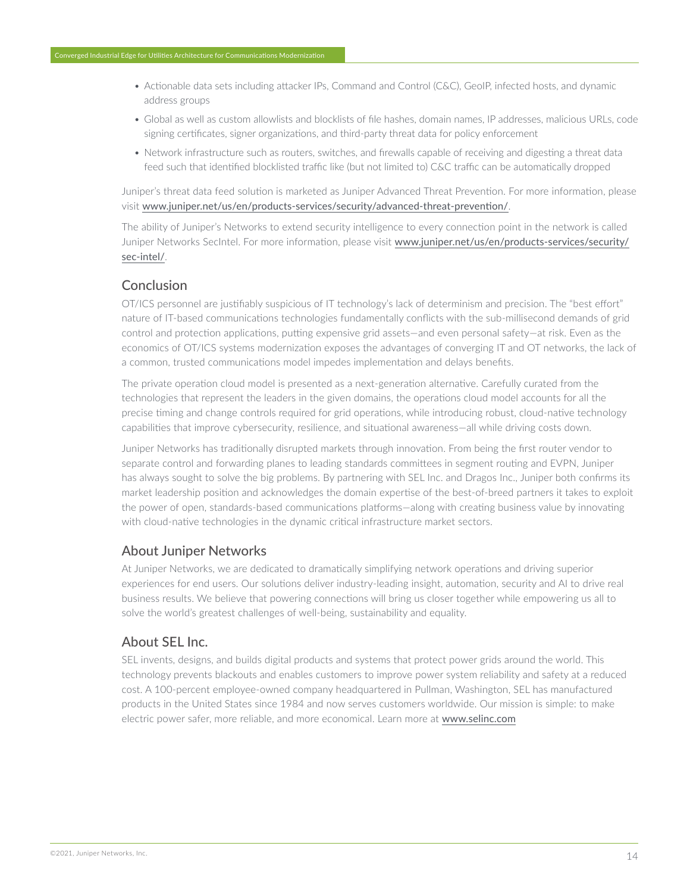- Actionable data sets including attacker IPs, Command and Control (C&C), GeoIP, infected hosts, and dynamic address groups
- Global as well as custom allowlists and blocklists of file hashes, domain names, IP addresses, malicious URLs, code signing certificates, signer organizations, and third-party threat data for policy enforcement
- Network infrastructure such as routers, switches, and firewalls capable of receiving and digesting a threat data feed such that identified blocklisted traffic like (but not limited to) C&C traffic can be automatically dropped

Juniper's threat data feed solution is marketed as Juniper Advanced Threat Prevention. For more information, please visit www.juniper.net/us/en/products-services/security/advanced-threat-prevention/.

The ability of Juniper's Networks to extend security intelligence to every connection point in the network is called Juniper Networks SecIntel. For more information, please visit www.juniper.net/us/en/products-services/security/sec-intel/.

## Conclusion

OT/ICS personnel are justifiably suspicious of IT technology's lack of determinism and precision. The "best effort" nature of IT-based communications technologies fundamentally conflicts with the sub-millisecond demands of grid control and protection applications, putting expensive grid assets—and even personal safety—at risk. Even as the economics of OT/ICS systems modernization exposes the advantages of converging IT and OT networks, the lack of a common, trusted communications model impedes implementation and delays benefits.

The private operation cloud model is presented as a next-generation alternative. Carefully curated from the technologies that represent the leaders in the given domains, the operations cloud model accounts for all the precise timing and change controls required for grid operations, while introducing robust, cloud-native technology capabilities that improve cybersecurity, resilience, and situational awareness—all while driving costs down.

Juniper Networks has traditionally disrupted markets through innovation. From being the first router vendor to separate control and forwarding planes to leading standards committees in segment routing and EVPN, Juniper has always sought to solve the big problems. By partnering with SEL Inc. and Dragos Inc., Juniper both confirms its market leadership position and acknowledges the domain expertise of the best-of-breed partners it takes to exploit the power of open, standards-based communications platforms—along with creating business value by innovating with cloud-native technologies in the dynamic critical infrastructure market sectors.

## About Juniper Networks

At Juniper Networks, we are dedicated to dramatically simplifying network operations and driving superior experiences for end users. Our solutions deliver industry-leading insight, automation, security and AI to drive real business results. We believe that powering connections will bring us closer together while empowering us all to solve the world's greatest challenges of well-being, sustainability and equality.

## About SEL Inc.

SEL invents, designs, and builds digital products and systems that protect power grids around the world. This technology prevents blackouts and enables customers to improve power system reliability and safety at a reduced cost. A 100-percent employee-owned company headquartered in Pullman, Washington, SEL has manufactured products in the United States since 1984 and now serves customers worldwide. Our mission is simple: to make electric power safer, more reliable, and more economical. Learn more at www.selinc.com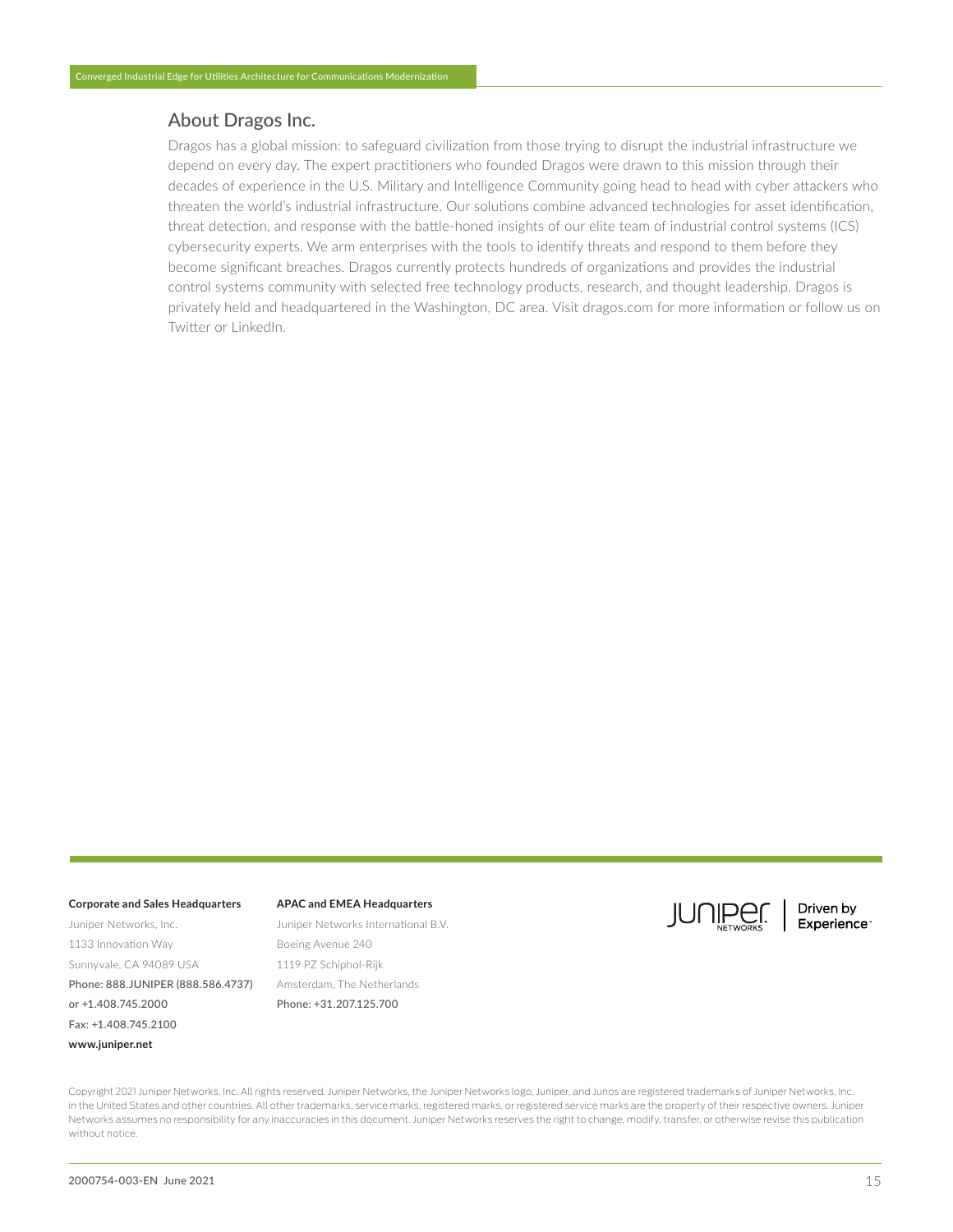## About Dragos Inc.

Dragos has a global mission: to safeguard civilization from those trying to disrupt the industrial infrastructure we depend on every day. The expert practitioners who founded Dragos were drawn to this mission through their decades of experience in the U.S. Military and Intelligence Community going head to head with cyber attackers who threaten the world's industrial infrastructure. Our solutions combine advanced technologies for asset identification, threat detection, and response with the battle-honed insights of our elite team of industrial control systems (ICS) cybersecurity experts. We arm enterprises with the tools to identify threats and respond to them before they become significant breaches. Dragos currently protects hundreds of organizations and provides the industrial control systems community with selected free technology products, research, and thought leadership. Dragos is privately held and headquartered in the Washington, DC area. Visit dragos.com for more information or follow us on Twitter or LinkedIn.

**Corporate and Sales Headquarters**

Juniper Networks, Inc.
1133 Innovation Way
Sunnyvale, CA 94089 USA
Phone: 888.JUNIPER (888.586.4737)
or +1.408.745.2000
Fax: +1.408.745.2100
**www.juniper.net**

**APAC and EMEA Headquarters**

Juniper Networks International B.V.
Boeing Avenue 240
1119 PZ Schiphol-Rijk
Amsterdam, The Netherlands
Phone: +31.207.125.700

JUNIPER NETWORKS | Driven by Experience

Copyright 2021 Juniper Networks, Inc. All rights reserved. Juniper Networks, the Juniper Networks logo, Juniper, and Junos are registered trademarks of Juniper Networks, Inc. in the United States and other countries. All other trademarks, service marks, registered marks, or registered service marks are the property of their respective owners. Juniper Networks assumes no responsibility for any inaccuracies in this document. Juniper Networks reserves the right to change, modify, transfer, or otherwise revise this publication without notice.

2000754-003-EN June 2021